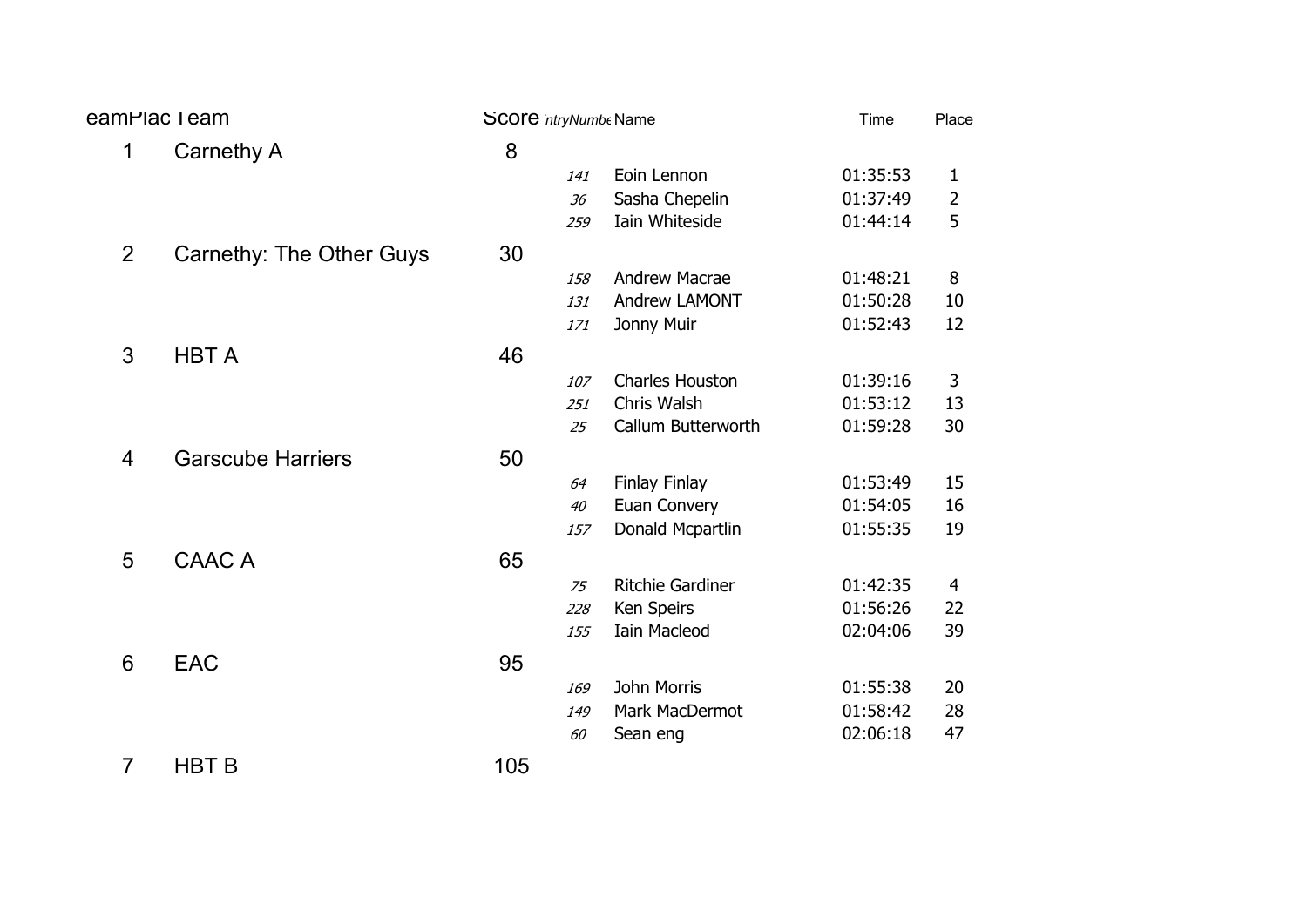| eamPlac | Team | Score | ntryNumbe | Name | Time | Place |
|---|---|---|---|---|---|---|
| 1 | Carnethy A | 8 | | | | |
| | | | 141 | Eoin Lennon | 01:35:53 | 1 |
| | | | 36 | Sasha Chepelin | 01:37:49 | 2 |
| | | | 259 | Iain Whiteside | 01:44:14 | 5 |
| 2 | Carnethy: The Other Guys | 30 | | | | |
| | | | 158 | Andrew Macrae | 01:48:21 | 8 |
| | | | 131 | Andrew LAMONT | 01:50:28 | 10 |
| | | | 171 | Jonny Muir | 01:52:43 | 12 |
| 3 | HBT A | 46 | | | | |
| | | | 107 | Charles Houston | 01:39:16 | 3 |
| | | | 251 | Chris Walsh | 01:53:12 | 13 |
| | | | 25 | Callum Butterworth | 01:59:28 | 30 |
| 4 | Garscube Harriers | 50 | | | | |
| | | | 64 | Finlay Finlay | 01:53:49 | 15 |
| | | | 40 | Euan Convery | 01:54:05 | 16 |
| | | | 157 | Donald Mcpartlin | 01:55:35 | 19 |
| 5 | CAAC A | 65 | | | | |
| | | | 75 | Ritchie Gardiner | 01:42:35 | 4 |
| | | | 228 | Ken Speirs | 01:56:26 | 22 |
| | | | 155 | Iain Macleod | 02:04:06 | 39 |
| 6 | EAC | 95 | | | | |
| | | | 169 | John Morris | 01:55:38 | 20 |
| | | | 149 | Mark MacDermot | 01:58:42 | 28 |
| | | | 60 | Sean eng | 02:06:18 | 47 |
| 7 | HBT B | 105 | | | | |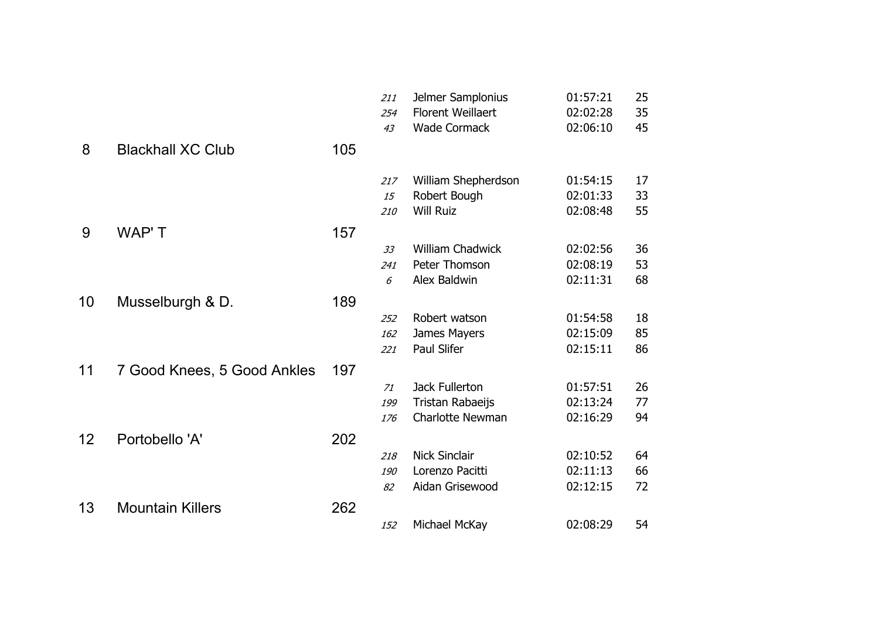| Pos | Team | Points | No. | Name | Time | Place |
|---|---|---|---|---|---|---|
| | | | *211* | Jelmer Samplonius | 01:57:21 | 25 |
| | | | *254* | Florent Weillaert | 02:02:28 | 35 |
| | | | *43* | Wade Cormack | 02:06:10 | 45 |
| 8 | Blackhall XC Club | 105 | | | | |
| | | | *217* | William Shepherdson | 01:54:15 | 17 |
| | | | *15* | Robert Bough | 02:01:33 | 33 |
| | | | *210* | Will Ruiz | 02:08:48 | 55 |
| 9 | WAP' T | 157 | | | | |
| | | | *33* | William Chadwick | 02:02:56 | 36 |
| | | | *241* | Peter Thomson | 02:08:19 | 53 |
| | | | *6* | Alex Baldwin | 02:11:31 | 68 |
| 10 | Musselburgh & D. | 189 | | | | |
| | | | *252* | Robert watson | 01:54:58 | 18 |
| | | | *162* | James Mayers | 02:15:09 | 85 |
| | | | *221* | Paul Slifer | 02:15:11 | 86 |
| 11 | 7 Good Knees, 5 Good Ankles | 197 | | | | |
| | | | *71* | Jack Fullerton | 01:57:51 | 26 |
| | | | *199* | Tristan Rabaeijs | 02:13:24 | 77 |
| | | | *176* | Charlotte Newman | 02:16:29 | 94 |
| 12 | Portobello 'A' | 202 | | | | |
| | | | *218* | Nick Sinclair | 02:10:52 | 64 |
| | | | *190* | Lorenzo Pacitti | 02:11:13 | 66 |
| | | | *82* | Aidan Grisewood | 02:12:15 | 72 |
| 13 | Mountain Killers | 262 | | | | |
| | | | *152* | Michael McKay | 02:08:29 | 54 |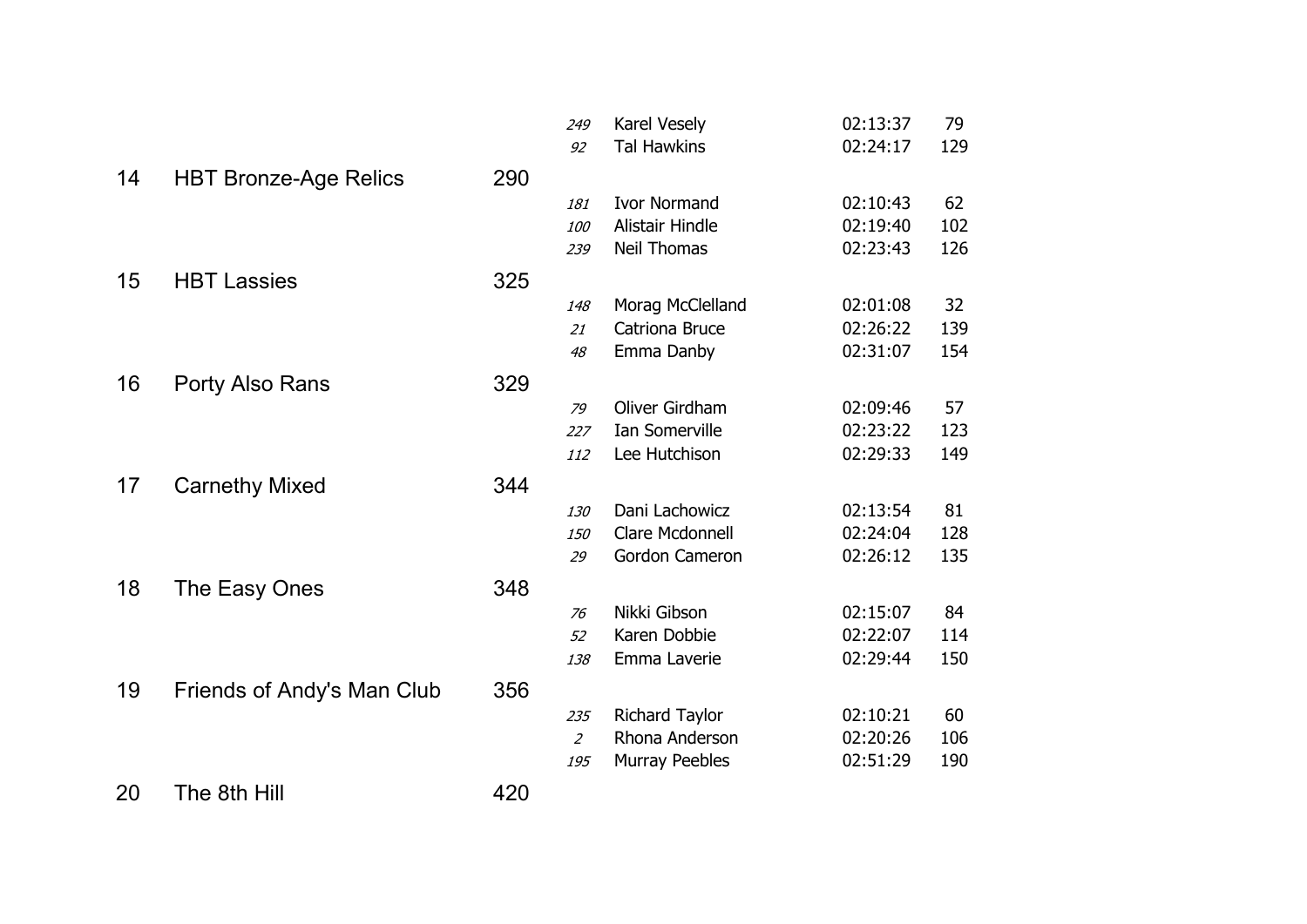| Pos | Team | Points | Bib | Name | Time | Place |
|---|---|---|---|---|---|---|
| | | | *249* | Karel Vesely | 02:13:37 | 79 |
| | | | *92* | Tal Hawkins | 02:24:17 | 129 |
| 14 | HBT Bronze-Age Relics | 290 | | | | |
| | | | *181* | Ivor Normand | 02:10:43 | 62 |
| | | | *100* | Alistair Hindle | 02:19:40 | 102 |
| | | | *239* | Neil Thomas | 02:23:43 | 126 |
| 15 | HBT Lassies | 325 | | | | |
| | | | *148* | Morag McClelland | 02:01:08 | 32 |
| | | | *21* | Catriona Bruce | 02:26:22 | 139 |
| | | | *48* | Emma Danby | 02:31:07 | 154 |
| 16 | Porty Also Rans | 329 | | | | |
| | | | *79* | Oliver Girdham | 02:09:46 | 57 |
| | | | *227* | Ian Somerville | 02:23:22 | 123 |
| | | | *112* | Lee Hutchison | 02:29:33 | 149 |
| 17 | Carnethy Mixed | 344 | | | | |
| | | | *130* | Dani Lachowicz | 02:13:54 | 81 |
| | | | *150* | Clare Mcdonnell | 02:24:04 | 128 |
| | | | *29* | Gordon Cameron | 02:26:12 | 135 |
| 18 | The Easy Ones | 348 | | | | |
| | | | *76* | Nikki Gibson | 02:15:07 | 84 |
| | | | *52* | Karen Dobbie | 02:22:07 | 114 |
| | | | *138* | Emma Laverie | 02:29:44 | 150 |
| 19 | Friends of Andy's Man Club | 356 | | | | |
| | | | *235* | Richard Taylor | 02:10:21 | 60 |
| | | | *2* | Rhona Anderson | 02:20:26 | 106 |
| | | | *195* | Murray Peebles | 02:51:29 | 190 |
| 20 | The 8th Hill | 420 | | | | |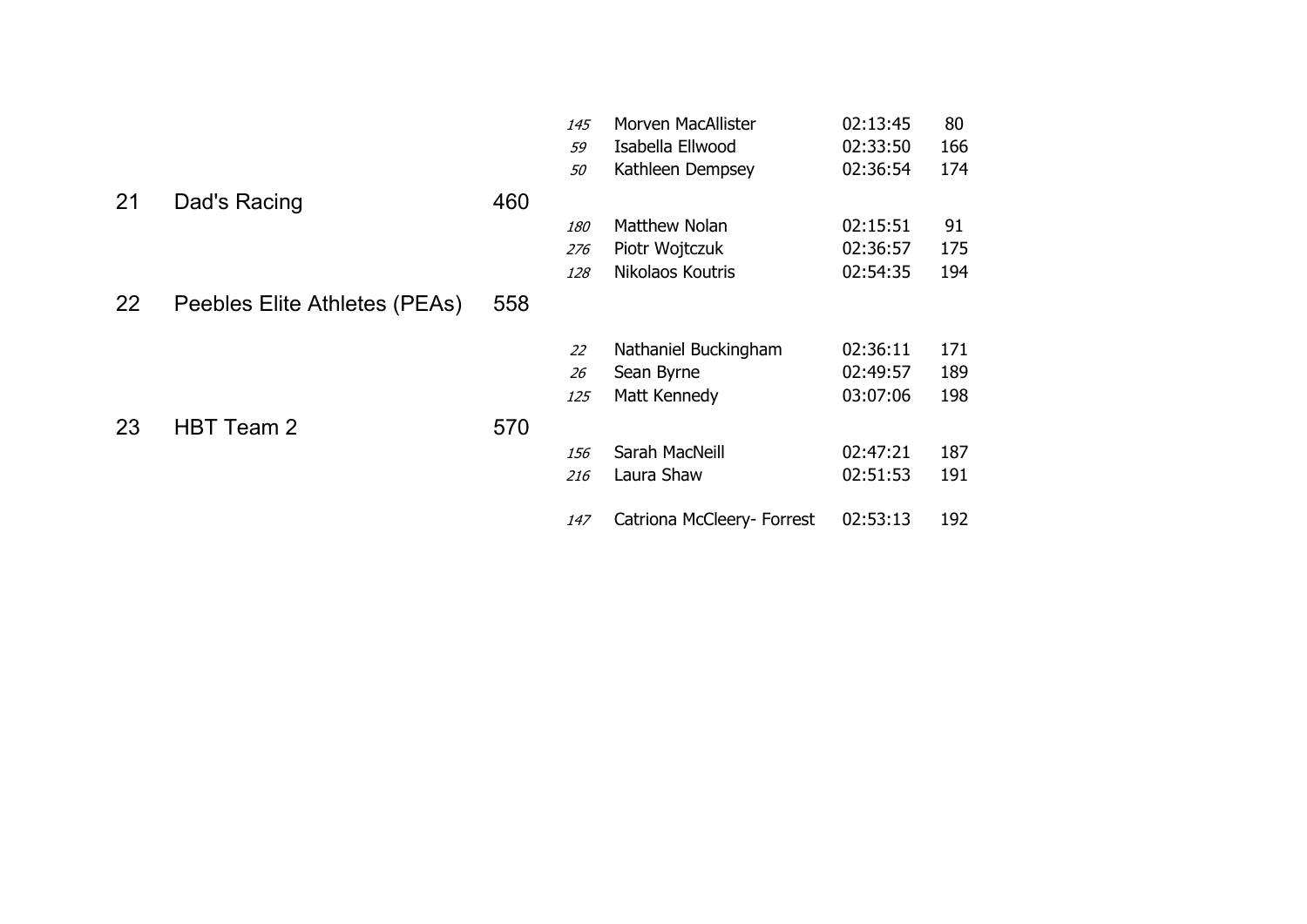| | | | | | | |
|---|---|---|---|---|---|---|
| | | | *145* | Morven MacAllister | 02:13:45 | 80 |
| | | | *59* | Isabella Ellwood | 02:33:50 | 166 |
| | | | *50* | Kathleen Dempsey | 02:36:54 | 174 |
| 21 | Dad's Racing | 460 | | | | |
| | | | *180* | Matthew Nolan | 02:15:51 | 91 |
| | | | *276* | Piotr Wojtczuk | 02:36:57 | 175 |
| | | | *128* | Nikolaos Koutris | 02:54:35 | 194 |
| 22 | Peebles Elite Athletes (PEAs) | 558 | | | | |
| | | | *22* | Nathaniel Buckingham | 02:36:11 | 171 |
| | | | *26* | Sean Byrne | 02:49:57 | 189 |
| | | | *125* | Matt Kennedy | 03:07:06 | 198 |
| 23 | HBT Team 2 | 570 | | | | |
| | | | *156* | Sarah MacNeill | 02:47:21 | 187 |
| | | | *216* | Laura Shaw | 02:51:53 | 191 |
| | | | *147* | Catriona McCleery- Forrest | 02:53:13 | 192 |